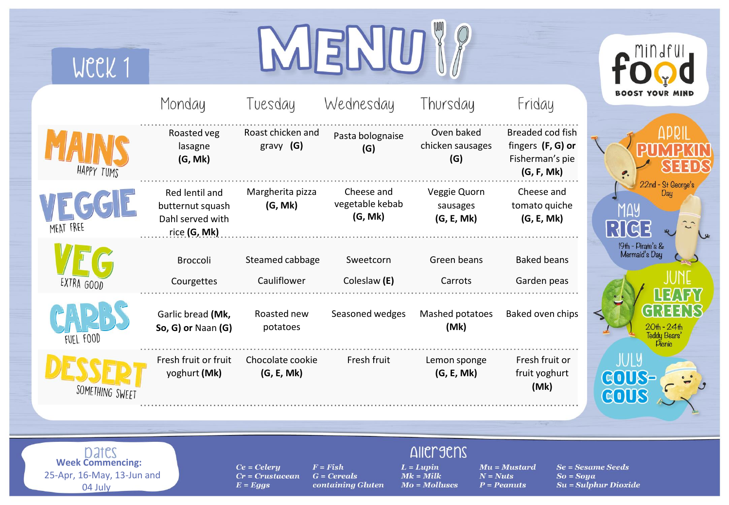# Week 1

# MENU

| | Monday | Tuesday | Wednesday | Thursday | Friday |
|---|---|---|---|---|---|
| **MAINS** Happy Tums | Roasted veg lasagne **(G, Mk)** | Roast chicken and gravy **(G)** | Pasta bolognaise **(G)** | Oven baked chicken sausages **(G)** | Breaded cod fish fingers **(F, G) or** Fisherman's pie **(G, F, Mk)** |
| **VEGGIE** Meat Free | Red lentil and butternut squash Dahl served with rice **(G, Mk)** | Margherita pizza **(G, Mk)** | Cheese and vegetable kebab **(G, Mk)** | Veggie Quorn sausages **(G, E, Mk)** | Cheese and tomato quiche **(G, E, Mk)** |
| **VEG** Extra Good | Broccoli<br>Courgettes | Steamed cabbage<br>Cauliflower | Sweetcorn<br>Coleslaw **(E)** | Green beans<br>Carrots | Baked beans<br>Garden peas |
| **CARBS** Fuel Food | Garlic bread **(Mk, So, G) or** Naan **(G)** | Roasted new potatoes | Seasoned wedges | Mashed potatoes **(Mk)** | Baked oven chips |
| **DESSERT** Something Sweet | Fresh fruit or fruit yoghurt **(Mk)** | Chocolate cookie **(G, E, Mk)** | Fresh fruit | Lemon sponge **(G, E, Mk)** | Fresh fruit or fruit yoghurt **(Mk)** |

mindful food — BOOST YOUR MIND

- **April – Pumpkin Seeds** — 22nd - St George's Day
- **May – Rice** — 19th - Pirate's & Mermaid's Day
- **June – Leafy Greens** — 20th - 24th Teddy Bears' Picnic
- **July – Cous-Cous**

## Dates

**Week Commencing:**
25-Apr, 16-May, 13-Jun and 04 July

## Allergens

*Ce = Celery*
*Cr = Crustacean*
*E = Eggs*
*F = Fish*
*G = Cereals containing Gluten*
*L = Lupin*
*Mk = Milk*
*Mo = Molluscs*
*Mu = Mustard*
*N = Nuts*
*P = Peanuts*
*Se = Sesame Seeds*
*So = Soya*
*Su = Sulphur Dioxide*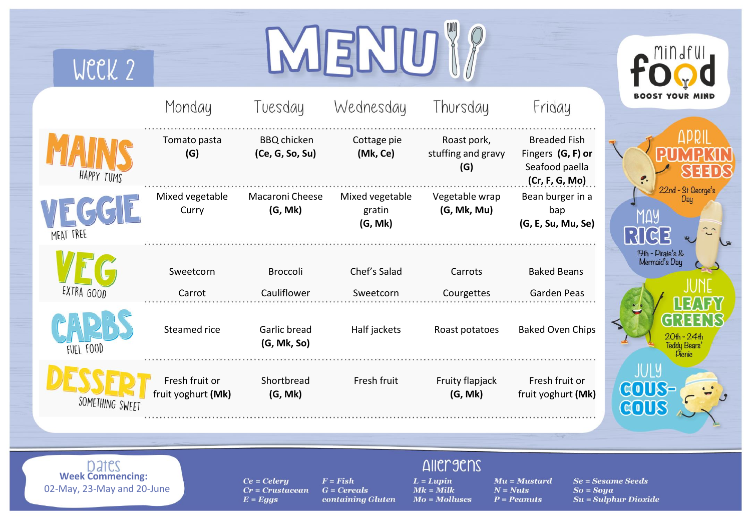# MENU

## Week 2

**mindful food** — BOOST YOUR MIND

| | Monday | Tuesday | Wednesday | Thursday | Friday |
|---|---|---|---|---|---|
| **MAINS** HAPPY TUMS | Tomato pasta **(G)** | BBQ chicken **(Ce, G, So, Su)** | Cottage pie **(Mk, Ce)** | Roast pork, stuffing and gravy **(G)** | Breaded Fish Fingers **(G, F) or** Seafood paella **(Cr, F, G, Mo)** |
| **VEGGIE** MEAT FREE | Mixed vegetable Curry | Macaroni Cheese **(G, Mk)** | Mixed vegetable gratin **(G, Mk)** | Vegetable wrap **(G, Mk, Mu)** | Bean burger in a bap **(G, E, Su, Mu, Se)** |
| **VEG** EXTRA GOOD | Sweetcorn<br>Carrot | Broccoli<br>Cauliflower | Chef's Salad<br>Sweetcorn | Carrots<br>Courgettes | Baked Beans<br>Garden Peas |
| **CARBS** FUEL FOOD | Steamed rice | Garlic bread **(G, Mk, So)** | Half jackets | Roast potatoes | Baked Oven Chips |
| **DESSERT** SOMETHING SWEET | Fresh fruit or fruit yoghurt **(Mk)** | Shortbread **(G, Mk)** | Fresh fruit | Fruity flapjack **(G, Mk)** | Fresh fruit or fruit yoghurt **(Mk)** |

**APRIL PUMPKIN SEEDS** — 22nd - St George's Day

**MAY RICE** — 19th - Pirate's & Mermaid's Day

**JUNE LEAFY GREENS** — 20th - 24th Teddy Bears' Picnic

**JULY COUS-COUS**

### Dates

**Week Commencing:**
02-May, 23-May and 20-June

### Allergens

*Ce = Celery*
*Cr = Crustacean*
*E = Eggs*
*F = Fish*
*G = Cereals containing Gluten*
*L = Lupin*
*Mk = Milk*
*Mo = Molluscs*
*Mu = Mustard*
*N = Nuts*
*P = Peanuts*
*Se = Sesame Seeds*
*So = Soya*
*Su = Sulphur Dioxide*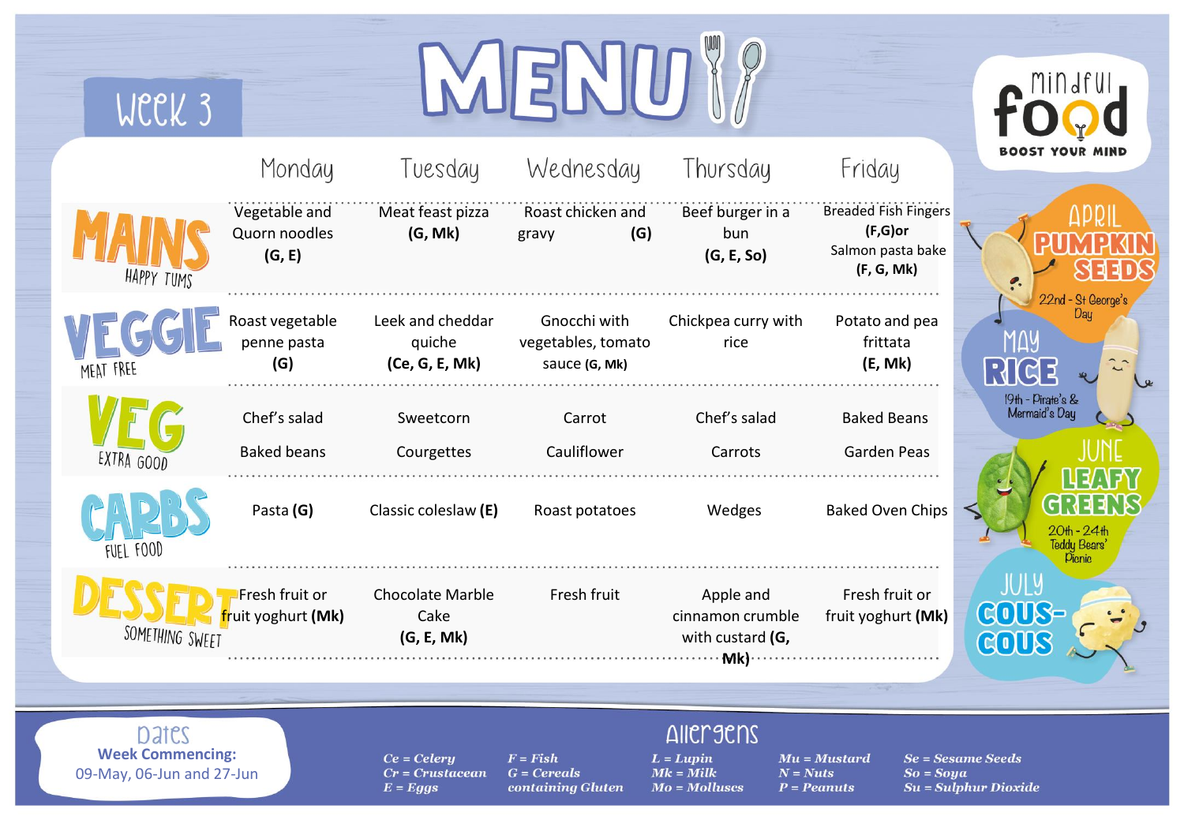# MENU

## Week 3

mindful food — BOOST YOUR MIND

| | Monday | Tuesday | Wednesday | Thursday | Friday |
|---|---|---|---|---|---|
| **MAINS** HAPPY TUMS | Vegetable and Quorn noodles **(G, E)** | Meat feast pizza **(G, Mk)** | Roast chicken and gravy **(G)** | Beef burger in a bun **(G, E, So)** | Breaded Fish Fingers **(F,G)or** Salmon pasta bake **(F, G, Mk)** |
| **VEGGIE** MEAT FREE | Roast vegetable penne pasta **(G)** | Leek and cheddar quiche **(Ce, G, E, Mk)** | Gnocchi with vegetables, tomato sauce **(G, Mk)** | Chickpea curry with rice | Potato and pea frittata **(E, Mk)** |
| **VEG** EXTRA GOOD | Chef's salad<br>Baked beans | Sweetcorn<br>Courgettes | Carrot<br>Cauliflower | Chef's salad<br>Carrots | Baked Beans<br>Garden Peas |
| **CARBS** FUEL FOOD | Pasta **(G)** | Classic coleslaw **(E)** | Roast potatoes | Wedges | Baked Oven Chips |
| **DESSERT** SOMETHING SWEET | Fresh fruit or fruit yoghurt **(Mk)** | Chocolate Marble Cake **(G, E, Mk)** | Fresh fruit | Apple and cinnamon crumble with custard **(G, Mk)** | Fresh fruit or fruit yoghurt **(Mk)** |

**APRIL PUMPKIN SEEDS** — 22nd - St George's Day

**MAY RICE** — 19th - Pirate's & Mermaid's Day

**JUNE LEAFY GREENS** — 20th - 24th Teddy Bears' Picnic

**JULY COUS-COUS**

### Dates

**Week Commencing:**
09-May, 06-Jun and 27-Jun

### Allergens

*Ce = Celery*
*Cr = Crustacean*
*E = Eggs*
*F = Fish*
*G = Cereals containing Gluten*
*L = Lupin*
*Mk = Milk*
*Mo = Molluscs*
*Mu = Mustard*
*N = Nuts*
*P = Peanuts*
*Se = Sesame Seeds*
*So = Soya*
*Su = Sulphur Dioxide*